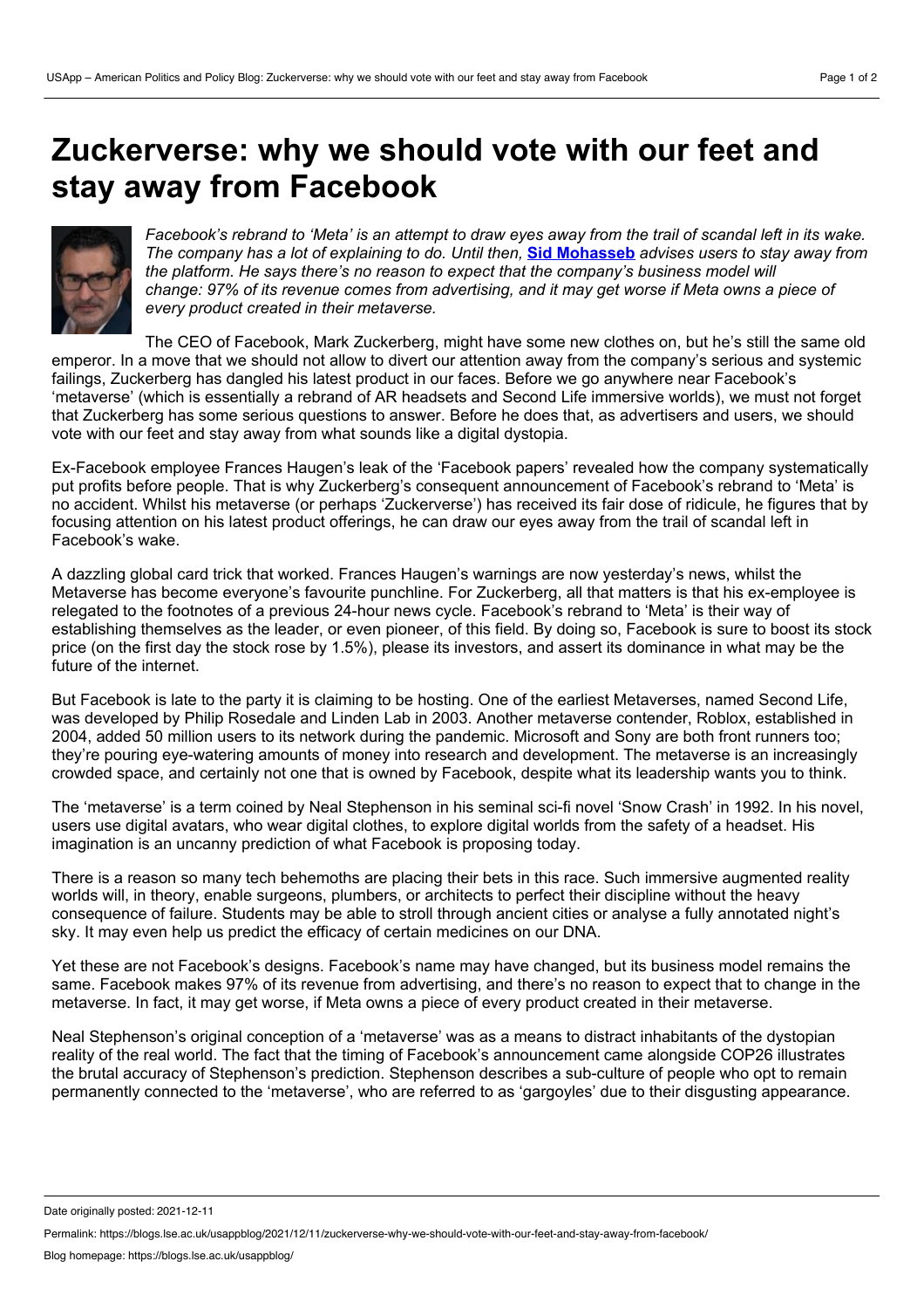# Zuckerverse: why we should vote with our feet and stay away from Facebook

*Facebook's rebrand to 'Meta' is an attempt to draw eyes away from the trail of scandal left in its wake. The company has a lot of explaining to do. Until then,* **Sid Mohasseb** *advises users to stay away from the platform. He says there's no reason to expect that the company's business model will change: 97% of its revenue comes from advertising, and it may get worse if Meta owns a piece of every product created in their metaverse.*

The CEO of Facebook, Mark Zuckerberg, might have some new clothes on, but he's still the same old emperor. In a move that we should not allow to divert our attention away from the company's serious and systemic failings, Zuckerberg has dangled his latest product in our faces. Before we go anywhere near Facebook's 'metaverse' (which is essentially a rebrand of AR headsets and Second Life immersive worlds), we must not forget that Zuckerberg has some serious questions to answer. Before he does that, as advertisers and users, we should vote with our feet and stay away from what sounds like a digital dystopia.

Ex-Facebook employee Frances Haugen's leak of the 'Facebook papers' revealed how the company systematically put profits before people. That is why Zuckerberg's consequent announcement of Facebook's rebrand to 'Meta' is no accident. Whilst his metaverse (or perhaps 'Zuckerverse') has received its fair dose of ridicule, he figures that by focusing attention on his latest product offerings, he can draw our eyes away from the trail of scandal left in Facebook's wake.

A dazzling global card trick that worked. Frances Haugen's warnings are now yesterday's news, whilst the Metaverse has become everyone's favourite punchline. For Zuckerberg, all that matters is that his ex-employee is relegated to the footnotes of a previous 24-hour news cycle. Facebook's rebrand to 'Meta' is their way of establishing themselves as the leader, or even pioneer, of this field. By doing so, Facebook is sure to boost its stock price (on the first day the stock rose by 1.5%), please its investors, and assert its dominance in what may be the future of the internet.

But Facebook is late to the party it is claiming to be hosting. One of the earliest Metaverses, named Second Life, was developed by Philip Rosedale and Linden Lab in 2003. Another metaverse contender, Roblox, established in 2004, added 50 million users to its network during the pandemic. Microsoft and Sony are both front runners too; they're pouring eye-watering amounts of money into research and development. The metaverse is an increasingly crowded space, and certainly not one that is owned by Facebook, despite what its leadership wants you to think.

The 'metaverse' is a term coined by Neal Stephenson in his seminal sci-fi novel 'Snow Crash' in 1992. In his novel, users use digital avatars, who wear digital clothes, to explore digital worlds from the safety of a headset. His imagination is an uncanny prediction of what Facebook is proposing today.

There is a reason so many tech behemoths are placing their bets in this race. Such immersive augmented reality worlds will, in theory, enable surgeons, plumbers, or architects to perfect their discipline without the heavy consequence of failure. Students may be able to stroll through ancient cities or analyse a fully annotated night's sky. It may even help us predict the efficacy of certain medicines on our DNA.

Yet these are not Facebook's designs. Facebook's name may have changed, but its business model remains the same. Facebook makes 97% of its revenue from advertising, and there's no reason to expect that to change in the metaverse. In fact, it may get worse, if Meta owns a piece of every product created in their metaverse.

Neal Stephenson's original conception of a 'metaverse' was as a means to distract inhabitants of the dystopian reality of the real world. The fact that the timing of Facebook's announcement came alongside COP26 illustrates the brutal accuracy of Stephenson's prediction. Stephenson describes a sub-culture of people who opt to remain permanently connected to the 'metaverse', who are referred to as 'gargoyles' due to their disgusting appearance.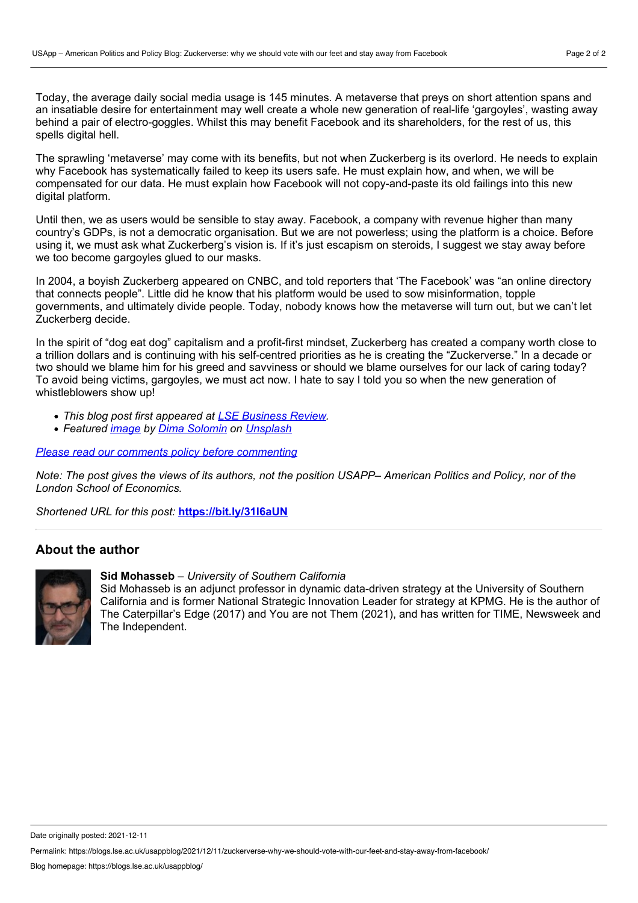Today, the average daily social media usage is 145 minutes. A metaverse that preys on short attention spans and an insatiable desire for entertainment may well create a whole new generation of real-life 'gargoyles', wasting away behind a pair of electro-goggles. Whilst this may benefit Facebook and its shareholders, for the rest of us, this spells digital hell.

The sprawling 'metaverse' may come with its benefits, but not when Zuckerberg is its overlord. He needs to explain why Facebook has systematically failed to keep its users safe. He must explain how, and when, we will be compensated for our data. He must explain how Facebook will not copy-and-paste its old failings into this new digital platform.

Until then, we as users would be sensible to stay away. Facebook, a company with revenue higher than many country's GDPs, is not a democratic organisation. But we are not powerless; using the platform is a choice. Before using it, we must ask what Zuckerberg's vision is. If it's just escapism on steroids, I suggest we stay away before we too become gargoyles glued to our masks.

In 2004, a boyish Zuckerberg appeared on CNBC, and told reporters that 'The Facebook' was "an online directory that connects people". Little did he know that his platform would be used to sow misinformation, topple governments, and ultimately divide people. Today, nobody knows how the metaverse will turn out, but we can't let Zuckerberg decide.

In the spirit of "dog eat dog" capitalism and a profit-first mindset, Zuckerberg has created a company worth close to a trillion dollars and is continuing with his self-centred priorities as he is creating the "Zuckerverse." In a decade or two should we blame him for his greed and savviness or should we blame ourselves for our lack of caring today? To avoid being victims, gargoyles, we must act now. I hate to say I told you so when the new generation of whistleblowers show up!

- *This blog post first appeared at LSE Business Review.*
- *Featured image by Dima Solomin on Unsplash*

*Please read our comments policy before commenting*

*Note: The post gives the views of its authors, not the position USAPP– American Politics and Policy, nor of the London School of Economics.*

*Shortened URL for this post:* **https://bit.ly/31l6aUN**

## About the author

**Sid Mohasseb** – *University of Southern California*
Sid Mohasseb is an adjunct professor in dynamic data-driven strategy at the University of Southern California and is former National Strategic Innovation Leader for strategy at KPMG. He is the author of The Caterpillar's Edge (2017) and You are not Them (2021), and has written for TIME, Newsweek and The Independent.

Date originally posted: 2021-12-11

Permalink: https://blogs.lse.ac.uk/usappblog/2021/12/11/zuckerverse-why-we-should-vote-with-our-feet-and-stay-away-from-facebook/

Blog homepage: https://blogs.lse.ac.uk/usappblog/